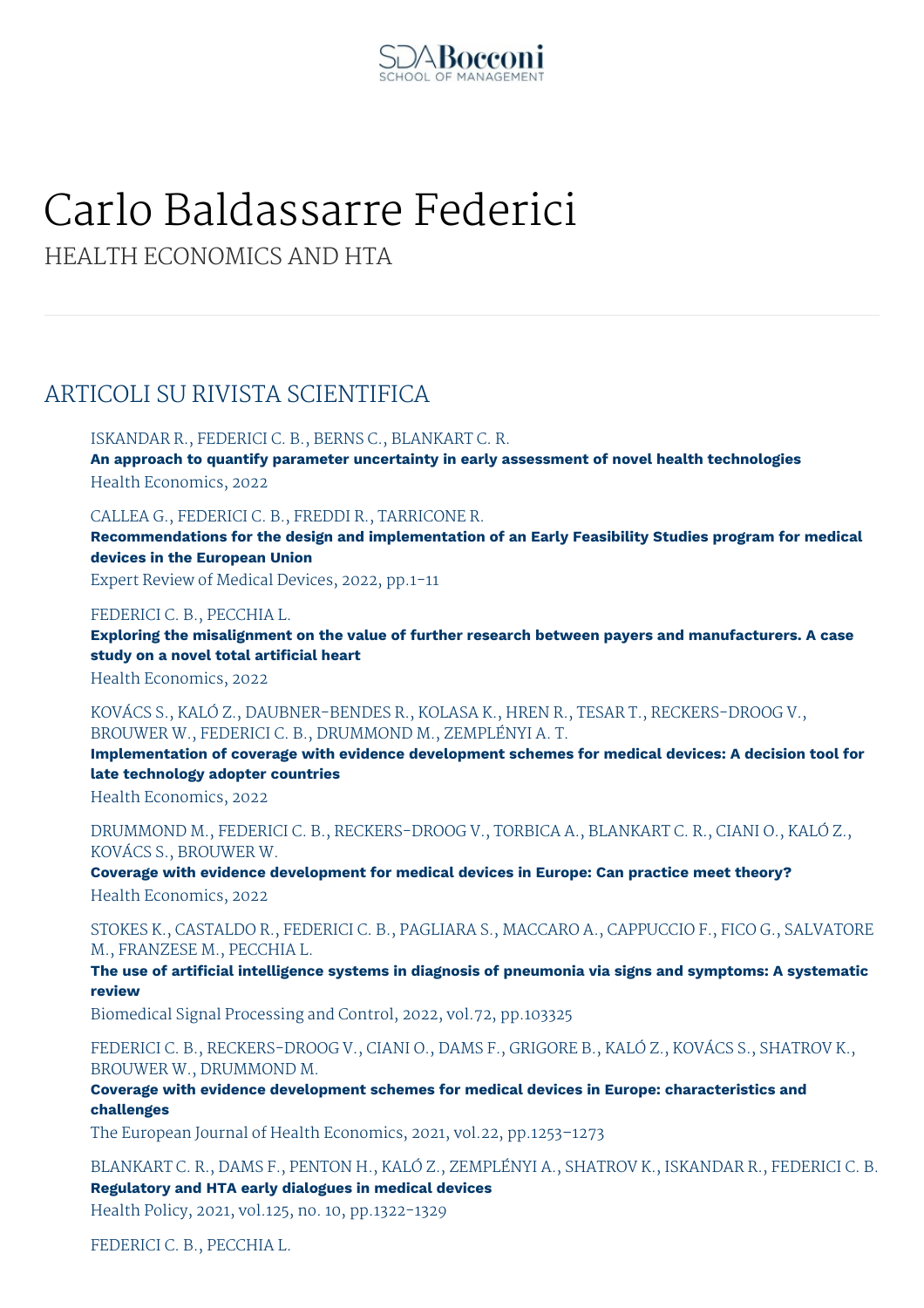SDA Bocconi
SCHOOL OF MANAGEMENT

# Carlo Baldassarre Federici

HEALTH ECONOMICS AND HTA

## ARTICOLI SU RIVISTA SCIENTIFICA

ISKANDAR R., FEDERICI C. B., BERNS C., BLANKART C. R.
**An approach to quantify parameter uncertainty in early assessment of novel health technologies**
Health Economics, 2022

CALLEA G., FEDERICI C. B., FREDDI R., TARRICONE R.
**Recommendations for the design and implementation of an Early Feasibility Studies program for medical devices in the European Union**
Expert Review of Medical Devices, 2022, pp.1-11

FEDERICI C. B., PECCHIA L.
**Exploring the misalignment on the value of further research between payers and manufacturers. A case study on a novel total artificial heart**
Health Economics, 2022

KOVÁCS S., KALÓ Z., DAUBNER-BENDES R., KOLASA K., HREN R., TESAR T., RECKERS-DROOG V., BROUWER W., FEDERICI C. B., DRUMMOND M., ZEMPLÉNYI A. T.
**Implementation of coverage with evidence development schemes for medical devices: A decision tool for late technology adopter countries**
Health Economics, 2022

DRUMMOND M., FEDERICI C. B., RECKERS-DROOG V., TORBICA A., BLANKART C. R., CIANI O., KALÓ Z., KOVÁCS S., BROUWER W.
**Coverage with evidence development for medical devices in Europe: Can practice meet theory?**
Health Economics, 2022

STOKES K., CASTALDO R., FEDERICI C. B., PAGLIARA S., MACCARO A., CAPPUCCIO F., FICO G., SALVATORE M., FRANZESE M., PECCHIA L.
**The use of artificial intelligence systems in diagnosis of pneumonia via signs and symptoms: A systematic review**
Biomedical Signal Processing and Control, 2022, vol.72, pp.103325

FEDERICI C. B., RECKERS-DROOG V., CIANI O., DAMS F., GRIGORE B., KALÓ Z., KOVÁCS S., SHATROV K., BROUWER W., DRUMMOND M.
**Coverage with evidence development schemes for medical devices in Europe: characteristics and challenges**
The European Journal of Health Economics, 2021, vol.22, pp.1253-1273

BLANKART C. R., DAMS F., PENTON H., KALÓ Z., ZEMPLÉNYI A., SHATROV K., ISKANDAR R., FEDERICI C. B.
**Regulatory and HTA early dialogues in medical devices**
Health Policy, 2021, vol.125, no. 10, pp.1322-1329

FEDERICI C. B., PECCHIA L.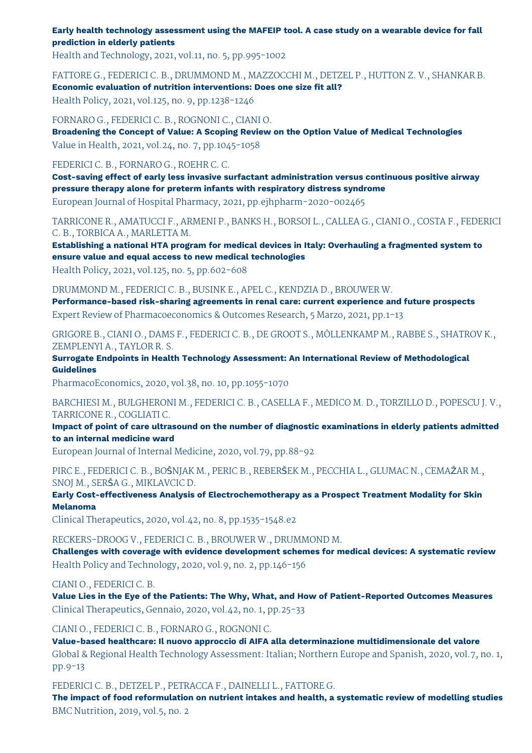**Early health technology assessment using the MAFEIP tool. A case study on a wearable device for fall prediction in elderly patients**
Health and Technology, 2021, vol.11, no. 5, pp.995-1002

FATTORE G., FEDERICI C. B., DRUMMOND M., MAZZOCCHI M., DETZEL P., HUTTON Z. V., SHANKAR B.
**Economic evaluation of nutrition interventions: Does one size fit all?**
Health Policy, 2021, vol.125, no. 9, pp.1238-1246

FORNARO G., FEDERICI C. B., ROGNONI C., CIANI O.
**Broadening the Concept of Value: A Scoping Review on the Option Value of Medical Technologies**
Value in Health, 2021, vol.24, no. 7, pp.1045-1058

FEDERICI C. B., FORNARO G., ROEHR C. C.
**Cost-saving effect of early less invasive surfactant administration versus continuous positive airway pressure therapy alone for preterm infants with respiratory distress syndrome**
European Journal of Hospital Pharmacy, 2021, pp.ejhpharm-2020-002465

TARRICONE R., AMATUCCI F., ARMENI P., BANKS H., BORSOI L., CALLEA G., CIANI O., COSTA F., FEDERICI C. B., TORBICA A., MARLETTA M.
**Establishing a national HTA program for medical devices in Italy: Overhauling a fragmented system to ensure value and equal access to new medical technologies**
Health Policy, 2021, vol.125, no. 5, pp.602-608

DRUMMOND M., FEDERICI C. B., BUSINK E., APEL C., KENDZIA D., BROUWER W.
**Performance-based risk-sharing agreements in renal care: current experience and future prospects**
Expert Review of Pharmacoeconomics & Outcomes Research, 5 Marzo, 2021, pp.1-13

GRIGORE B., CIANI O., DAMS F., FEDERICI C. B., DE GROOT S., MÖLLENKAMP M., RABBE S., SHATROV K., ZEMPLENYI A., TAYLOR R. S.
**Surrogate Endpoints in Health Technology Assessment: An International Review of Methodological Guidelines**
PharmacoEconomics, 2020, vol.38, no. 10, pp.1055-1070

BARCHIESI M., BULGHERONI M., FEDERICI C. B., CASELLA F., MEDICO M. D., TORZILLO D., POPESCU J. V., TARRICONE R., COGLIATI C.
**Impact of point of care ultrasound on the number of diagnostic examinations in elderly patients admitted to an internal medicine ward**
European Journal of Internal Medicine, 2020, vol.79, pp.88-92

PIRC E., FEDERICI C. B., BOŠNJAK M., PERIC B., REBERŠEK M., PECCHIA L., GLUMAC N., CEMAŽAR M., SNOJ M., SERŠA G., MIKLAVCIC D.
**Early Cost-effectiveness Analysis of Electrochemotherapy as a Prospect Treatment Modality for Skin Melanoma**
Clinical Therapeutics, 2020, vol.42, no. 8, pp.1535-1548.e2

RECKERS-DROOG V., FEDERICI C. B., BROUWER W., DRUMMOND M.
**Challenges with coverage with evidence development schemes for medical devices: A systematic review**
Health Policy and Technology, 2020, vol.9, no. 2, pp.146-156

CIANI O., FEDERICI C. B.
**Value Lies in the Eye of the Patients: The Why, What, and How of Patient-Reported Outcomes Measures**
Clinical Therapeutics, Gennaio, 2020, vol.42, no. 1, pp.25-33

CIANI O., FEDERICI C. B., FORNARO G., ROGNONI C.
**Value-based healthcare: Il nuovo approccio di AIFA alla determinazione multidimensionale del valore**
Global & Regional Health Technology Assessment: Italian; Northern Europe and Spanish, 2020, vol.7, no. 1, pp.9-13

FEDERICI C. B., DETZEL P., PETRACCA F., DAINELLI L., FATTORE G.
**The impact of food reformulation on nutrient intakes and health, a systematic review of modelling studies**
BMC Nutrition, 2019, vol.5, no. 2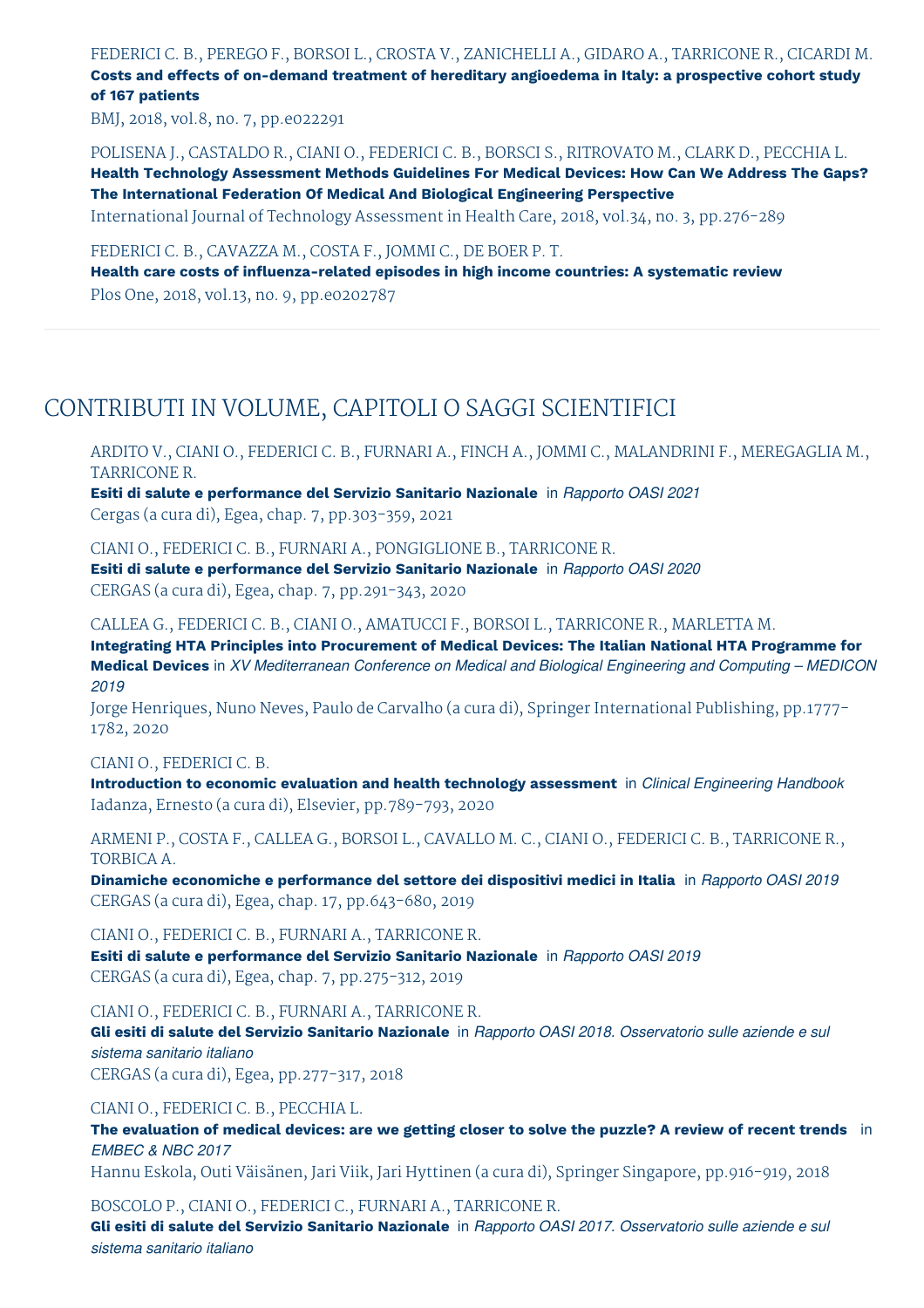FEDERICI C. B., PEREGO F., BORSOI L., CROSTA V., ZANICHELLI A., GIDARO A., TARRICONE R., CICARDI M.
**Costs and effects of on-demand treatment of hereditary angioedema in Italy: a prospective cohort study of 167 patients**
BMJ, 2018, vol.8, no. 7, pp.e022291

POLISENA J., CASTALDO R., CIANI O., FEDERICI C. B., BORSCI S., RITROVATO M., CLARK D., PECCHIA L.
**Health Technology Assessment Methods Guidelines For Medical Devices: How Can We Address The Gaps? The International Federation Of Medical And Biological Engineering Perspective**
International Journal of Technology Assessment in Health Care, 2018, vol.34, no. 3, pp.276-289

FEDERICI C. B., CAVAZZA M., COSTA F., JOMMI C., DE BOER P. T.
**Health care costs of influenza-related episodes in high income countries: A systematic review**
Plos One, 2018, vol.13, no. 9, pp.e0202787

## CONTRIBUTI IN VOLUME, CAPITOLI O SAGGI SCIENTIFICI

ARDITO V., CIANI O., FEDERICI C. B., FURNARI A., FINCH A., JOMMI C., MALANDRINI F., MEREGAGLIA M., TARRICONE R.
**Esiti di salute e performance del Servizio Sanitario Nazionale** in *Rapporto OASI 2021*
Cergas (a cura di), Egea, chap. 7, pp.303-359, 2021

CIANI O., FEDERICI C. B., FURNARI A., PONGIGLIONE B., TARRICONE R.
**Esiti di salute e performance del Servizio Sanitario Nazionale** in *Rapporto OASI 2020*
CERGAS (a cura di), Egea, chap. 7, pp.291-343, 2020

CALLEA G., FEDERICI C. B., CIANI O., AMATUCCI F., BORSOI L., TARRICONE R., MARLETTA M.
**Integrating HTA Principles into Procurement of Medical Devices: The Italian National HTA Programme for Medical Devices** in *XV Mediterranean Conference on Medical and Biological Engineering and Computing – MEDICON 2019*
Jorge Henriques, Nuno Neves, Paulo de Carvalho (a cura di), Springer International Publishing, pp.1777-1782, 2020

CIANI O., FEDERICI C. B.
**Introduction to economic evaluation and health technology assessment** in *Clinical Engineering Handbook*
Iadanza, Ernesto (a cura di), Elsevier, pp.789-793, 2020

ARMENI P., COSTA F., CALLEA G., BORSOI L., CAVALLO M. C., CIANI O., FEDERICI C. B., TARRICONE R., TORBICA A.
**Dinamiche economiche e performance del settore dei dispositivi medici in Italia** in *Rapporto OASI 2019*
CERGAS (a cura di), Egea, chap. 17, pp.643-680, 2019

CIANI O., FEDERICI C. B., FURNARI A., TARRICONE R.
**Esiti di salute e performance del Servizio Sanitario Nazionale** in *Rapporto OASI 2019*
CERGAS (a cura di), Egea, chap. 7, pp.275-312, 2019

CIANI O., FEDERICI C. B., FURNARI A., TARRICONE R.
**Gli esiti di salute del Servizio Sanitario Nazionale** in *Rapporto OASI 2018. Osservatorio sulle aziende e sul sistema sanitario italiano*
CERGAS (a cura di), Egea, pp.277-317, 2018

CIANI O., FEDERICI C. B., PECCHIA L.
**The evaluation of medical devices: are we getting closer to solve the puzzle? A review of recent trends** in *EMBEC & NBC 2017*
Hannu Eskola, Outi Väisänen, Jari Viik, Jari Hyttinen (a cura di), Springer Singapore, pp.916-919, 2018

BOSCOLO P., CIANI O., FEDERICI C., FURNARI A., TARRICONE R.
**Gli esiti di salute del Servizio Sanitario Nazionale** in *Rapporto OASI 2017. Osservatorio sulle aziende e sul sistema sanitario italiano*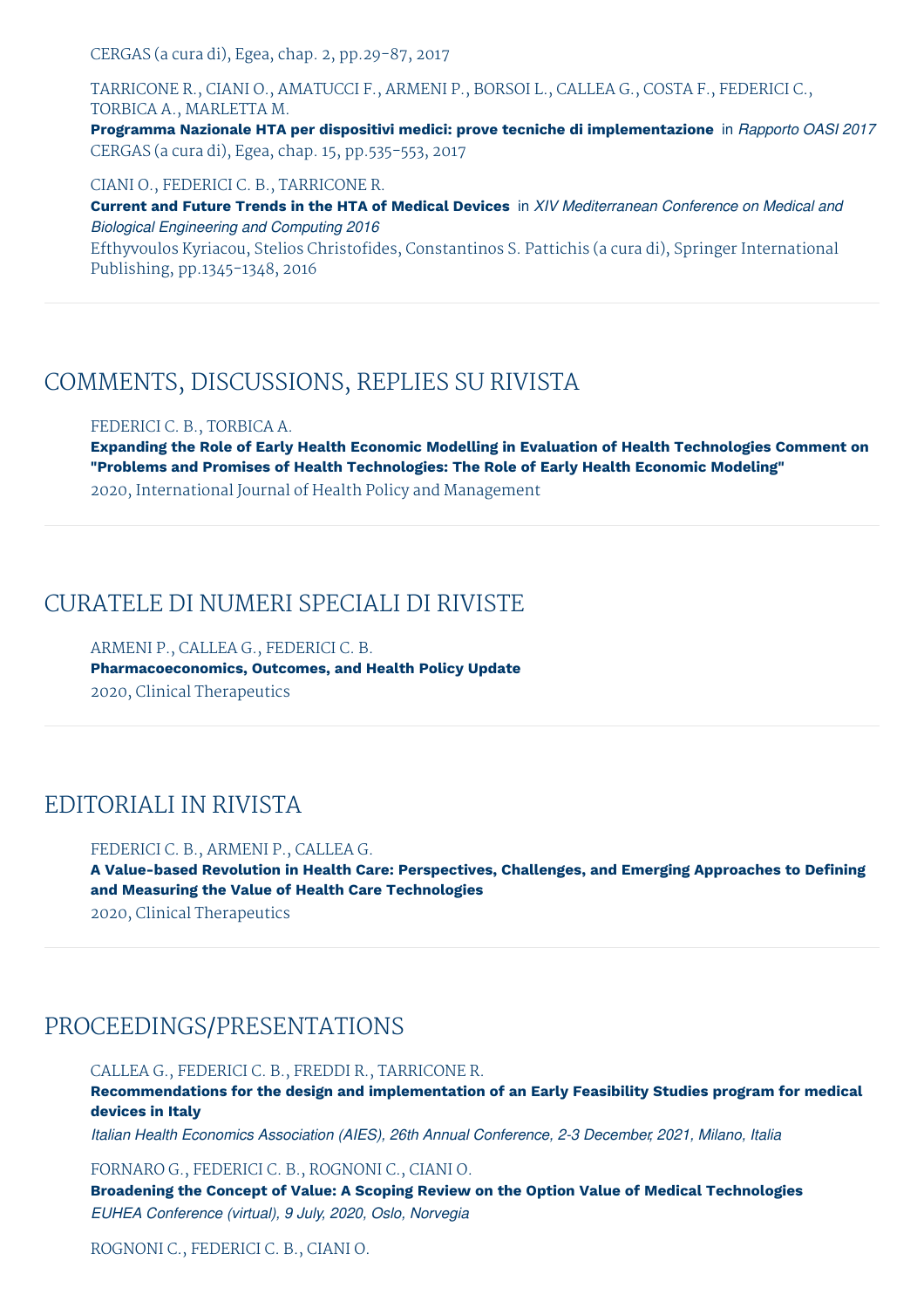CERGAS (a cura di), Egea, chap. 2, pp.29-87, 2017

TARRICONE R., CIANI O., AMATUCCI F., ARMENI P., BORSOI L., CALLEA G., COSTA F., FEDERICI C., TORBICA A., MARLETTA M.
**Programma Nazionale HTA per dispositivi medici: prove tecniche di implementazione** in *Rapporto OASI 2017*
CERGAS (a cura di), Egea, chap. 15, pp.535-553, 2017

CIANI O., FEDERICI C. B., TARRICONE R.
**Current and Future Trends in the HTA of Medical Devices** in *XIV Mediterranean Conference on Medical and Biological Engineering and Computing 2016*
Efthyvoulos Kyriacou, Stelios Christofides, Constantinos S. Pattichis (a cura di), Springer International Publishing, pp.1345-1348, 2016

## COMMENTS, DISCUSSIONS, REPLIES SU RIVISTA

FEDERICI C. B., TORBICA A.
**Expanding the Role of Early Health Economic Modelling in Evaluation of Health Technologies Comment on "Problems and Promises of Health Technologies: The Role of Early Health Economic Modeling"**
2020, International Journal of Health Policy and Management

## CURATELE DI NUMERI SPECIALI DI RIVISTE

ARMENI P., CALLEA G., FEDERICI C. B.
**Pharmacoeconomics, Outcomes, and Health Policy Update**
2020, Clinical Therapeutics

## EDITORIALI IN RIVISTA

FEDERICI C. B., ARMENI P., CALLEA G.
**A Value-based Revolution in Health Care: Perspectives, Challenges, and Emerging Approaches to Defining and Measuring the Value of Health Care Technologies**
2020, Clinical Therapeutics

## PROCEEDINGS/PRESENTATIONS

CALLEA G., FEDERICI C. B., FREDDI R., TARRICONE R.
**Recommendations for the design and implementation of an Early Feasibility Studies program for medical devices in Italy**
*Italian Health Economics Association (AIES), 26th Annual Conference, 2-3 December, 2021, Milano, Italia*

FORNARO G., FEDERICI C. B., ROGNONI C., CIANI O.
**Broadening the Concept of Value: A Scoping Review on the Option Value of Medical Technologies**
*EUHEA Conference (virtual), 9 July, 2020, Oslo, Norvegia*

ROGNONI C., FEDERICI C. B., CIANI O.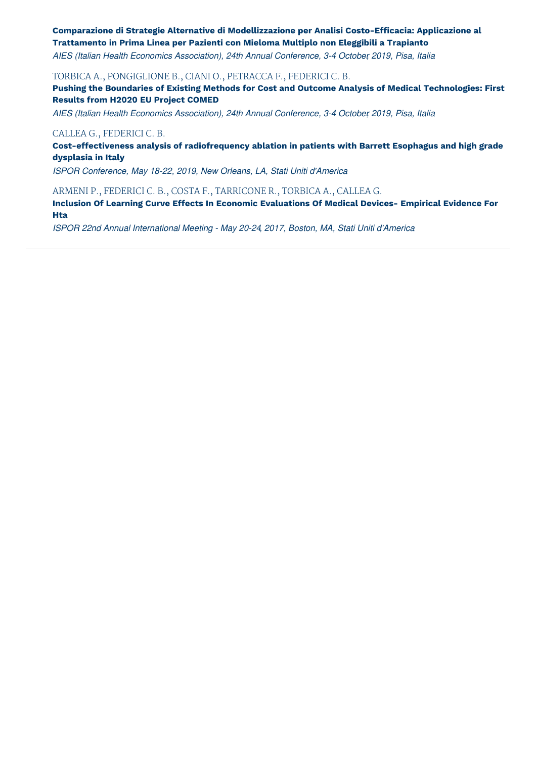**Comparazione di Strategie Alternative di Modellizzazione per Analisi Costo-Efficacia: Applicazione al Trattamento in Prima Linea per Pazienti con Mieloma Multiplo non Eleggibili a Trapianto**

*AIES (Italian Health Economics Association), 24th Annual Conference, 3-4 October, 2019, Pisa, Italia*

TORBICA A., PONGIGLIONE B., CIANI O., PETRACCA F., FEDERICI C. B.

**Pushing the Boundaries of Existing Methods for Cost and Outcome Analysis of Medical Technologies: First Results from H2020 EU Project COMED**

*AIES (Italian Health Economics Association), 24th Annual Conference, 3-4 October, 2019, Pisa, Italia*

CALLEA G., FEDERICI C. B.

**Cost-effectiveness analysis of radiofrequency ablation in patients with Barrett Esophagus and high grade dysplasia in Italy**

*ISPOR Conference, May 18-22, 2019, New Orleans, LA, Stati Uniti d'America*

ARMENI P., FEDERICI C. B., COSTA F., TARRICONE R., TORBICA A., CALLEA G.

**Inclusion Of Learning Curve Effects In Economic Evaluations Of Medical Devices- Empirical Evidence For Hta**

*ISPOR 22nd Annual International Meeting - May 20-24, 2017, Boston, MA, Stati Uniti d'America*